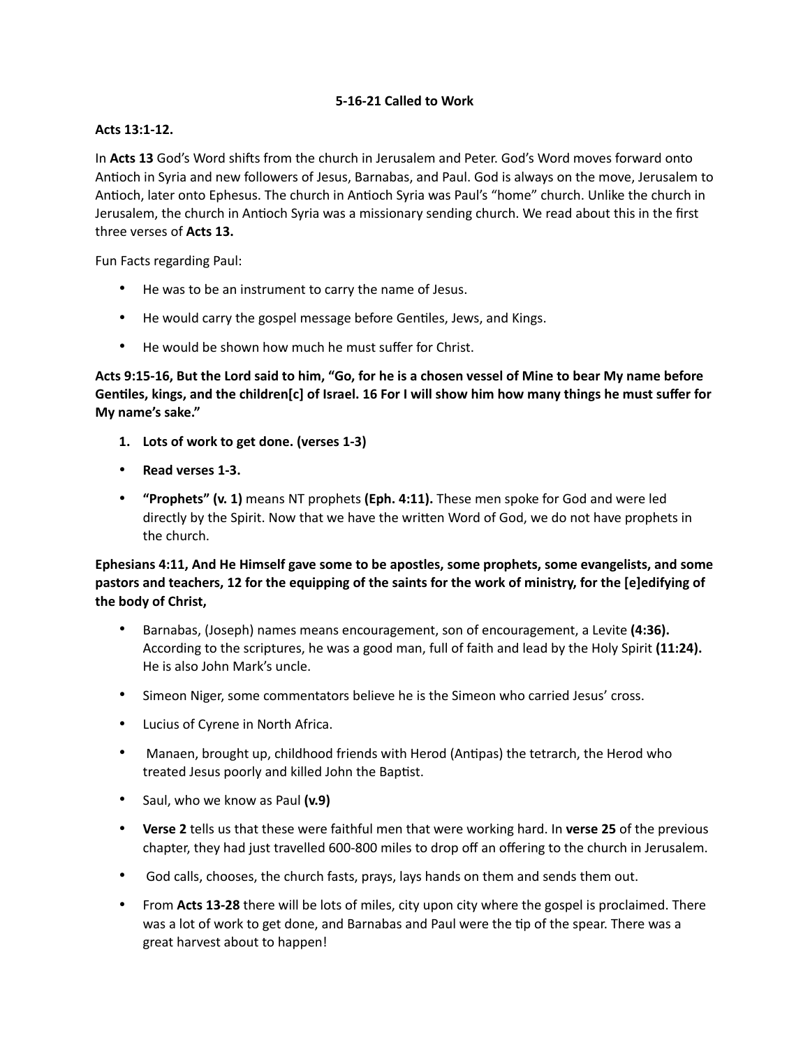**5-16-21 Called to Work**

**Acts 13:1-12.**

In **Acts 13** God's Word shifts from the church in Jerusalem and Peter. God's Word moves forward onto Antioch in Syria and new followers of Jesus, Barnabas, and Paul. God is always on the move, Jerusalem to Antioch, later onto Ephesus. The church in Antioch Syria was Paul's "home" church. Unlike the church in Jerusalem, the church in Antioch Syria was a missionary sending church. We read about this in the first three verses of **Acts 13.**

Fun Facts regarding Paul:

- He was to be an instrument to carry the name of Jesus.
- He would carry the gospel message before Gentiles, Jews, and Kings.
- He would be shown how much he must suffer for Christ.

**Acts 9:15-16, But the Lord said to him, "Go, for he is a chosen vessel of Mine to bear My name before Gentiles, kings, and the children[c] of Israel. 16 For I will show him how many things he must suffer for My name's sake."**

1. **Lots of work to get done. (verses 1-3)**

- **Read verses 1-3.**
- **"Prophets" (v. 1)** means NT prophets **(Eph. 4:11).** These men spoke for God and were led directly by the Spirit. Now that we have the written Word of God, we do not have prophets in the church.

**Ephesians 4:11, And He Himself gave some to be apostles, some prophets, some evangelists, and some pastors and teachers, 12 for the equipping of the saints for the work of ministry, for the [e]edifying of the body of Christ,**

- Barnabas, (Joseph) names means encouragement, son of encouragement, a Levite **(4:36).** According to the scriptures, he was a good man, full of faith and lead by the Holy Spirit **(11:24).** He is also John Mark's uncle.
- Simeon Niger, some commentators believe he is the Simeon who carried Jesus' cross.
- Lucius of Cyrene in North Africa.
- Manaen, brought up, childhood friends with Herod (Antipas) the tetrarch, the Herod who treated Jesus poorly and killed John the Baptist.
- Saul, who we know as Paul **(v.9)**
- **Verse 2** tells us that these were faithful men that were working hard. In **verse 25** of the previous chapter, they had just travelled 600-800 miles to drop off an offering to the church in Jerusalem.
- God calls, chooses, the church fasts, prays, lays hands on them and sends them out.
- From **Acts 13-28** there will be lots of miles, city upon city where the gospel is proclaimed. There was a lot of work to get done, and Barnabas and Paul were the tip of the spear. There was a great harvest about to happen!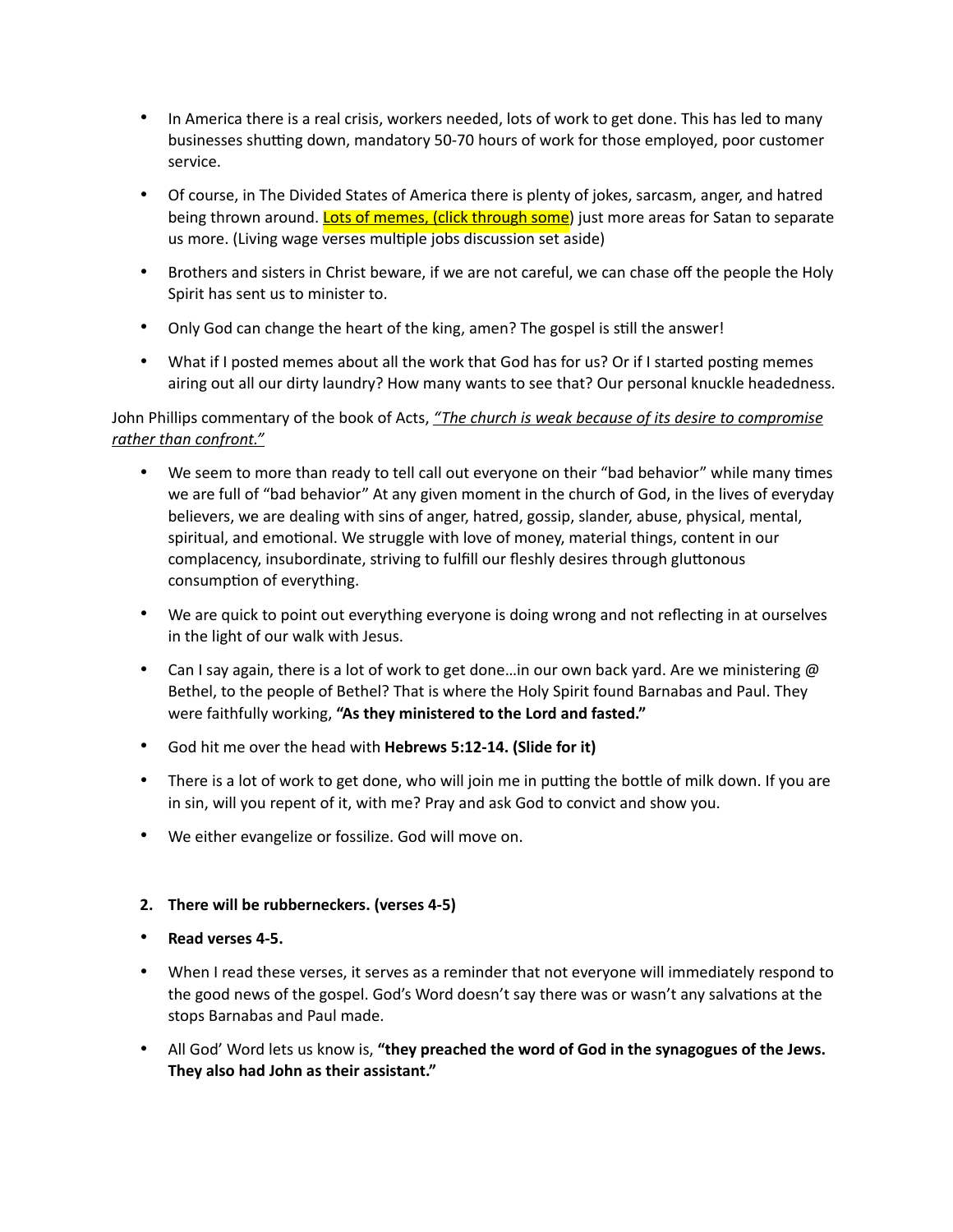- In America there is a real crisis, workers needed, lots of work to get done. This has led to many businesses shutting down, mandatory 50-70 hours of work for those employed, poor customer service.
- Of course, in The Divided States of America there is plenty of jokes, sarcasm, anger, and hatred being thrown around. Lots of memes, (click through some) just more areas for Satan to separate us more. (Living wage verses multiple jobs discussion set aside)
- Brothers and sisters in Christ beware, if we are not careful, we can chase off the people the Holy Spirit has sent us to minister to.
- Only God can change the heart of the king, amen? The gospel is still the answer!
- What if I posted memes about all the work that God has for us? Or if I started posting memes airing out all our dirty laundry? How many wants to see that? Our personal knuckle headedness.

John Phillips commentary of the book of Acts, *"The church is weak because of its desire to compromise rather than confront."*

- We seem to more than ready to tell call out everyone on their "bad behavior" while many times we are full of "bad behavior" At any given moment in the church of God, in the lives of everyday believers, we are dealing with sins of anger, hatred, gossip, slander, abuse, physical, mental, spiritual, and emotional. We struggle with love of money, material things, content in our complacency, insubordinate, striving to fulfill our fleshly desires through gluttonous consumption of everything.
- We are quick to point out everything everyone is doing wrong and not reflecting in at ourselves in the light of our walk with Jesus.
- Can I say again, there is a lot of work to get done…in our own back yard. Are we ministering @ Bethel, to the people of Bethel? That is where the Holy Spirit found Barnabas and Paul. They were faithfully working, **"As they ministered to the Lord and fasted."**
- God hit me over the head with **Hebrews 5:12-14. (Slide for it)**
- There is a lot of work to get done, who will join me in putting the bottle of milk down. If you are in sin, will you repent of it, with me? Pray and ask God to convict and show you.
- We either evangelize or fossilize. God will move on.

**2. There will be rubberneckers. (verses 4-5)**

- **Read verses 4-5.**
- When I read these verses, it serves as a reminder that not everyone will immediately respond to the good news of the gospel. God's Word doesn't say there was or wasn't any salvations at the stops Barnabas and Paul made.
- All God' Word lets us know is, **"they preached the word of God in the synagogues of the Jews. They also had John as their assistant."**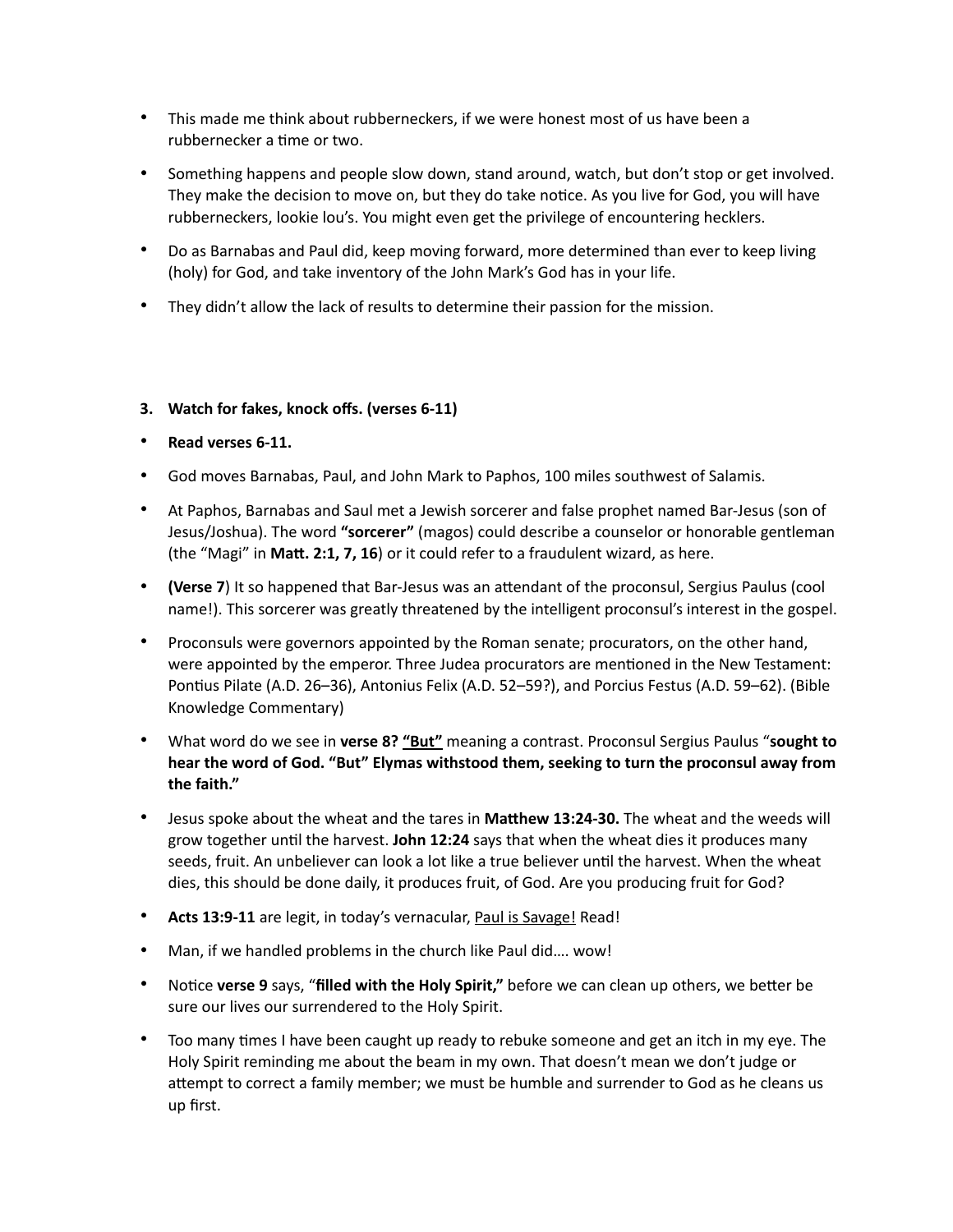- This made me think about rubberneckers, if we were honest most of us have been a rubbernecker a time or two.
- Something happens and people slow down, stand around, watch, but don't stop or get involved. They make the decision to move on, but they do take notice. As you live for God, you will have rubberneckers, lookie lou's. You might even get the privilege of encountering hecklers.
- Do as Barnabas and Paul did, keep moving forward, more determined than ever to keep living (holy) for God, and take inventory of the John Mark's God has in your life.
- They didn't allow the lack of results to determine their passion for the mission.

3. **Watch for fakes, knock offs. (verses 6-11)**

- **Read verses 6-11.**
- God moves Barnabas, Paul, and John Mark to Paphos, 100 miles southwest of Salamis.
- At Paphos, Barnabas and Saul met a Jewish sorcerer and false prophet named Bar-Jesus (son of Jesus/Joshua). The word **"sorcerer"** (magos) could describe a counselor or honorable gentleman (the "Magi" in **Matt. 2:1, 7, 16**) or it could refer to a fraudulent wizard, as here.
- **(Verse 7**) It so happened that Bar-Jesus was an attendant of the proconsul, Sergius Paulus (cool name!). This sorcerer was greatly threatened by the intelligent proconsul's interest in the gospel.
- Proconsuls were governors appointed by the Roman senate; procurators, on the other hand, were appointed by the emperor. Three Judea procurators are mentioned in the New Testament: Pontius Pilate (A.D. 26–36), Antonius Felix (A.D. 52–59?), and Porcius Festus (A.D. 59–62). (Bible Knowledge Commentary)
- What word do we see in **verse 8?** <u>**"But"**</u> meaning a contrast. Proconsul Sergius Paulus "**sought to hear the word of God. "But" Elymas withstood them, seeking to turn the proconsul away from the faith."**
- Jesus spoke about the wheat and the tares in **Matthew 13:24-30.** The wheat and the weeds will grow together until the harvest. **John 12:24** says that when the wheat dies it produces many seeds, fruit. An unbeliever can look a lot like a true believer until the harvest. When the wheat dies, this should be done daily, it produces fruit, of God. Are you producing fruit for God?
- **Acts 13:9-11** are legit, in today's vernacular, <u>Paul is Savage!</u> Read!
- Man, if we handled problems in the church like Paul did…. wow!
- Notice **verse 9** says, "**filled with the Holy Spirit,"** before we can clean up others, we better be sure our lives our surrendered to the Holy Spirit.
- Too many times I have been caught up ready to rebuke someone and get an itch in my eye. The Holy Spirit reminding me about the beam in my own. That doesn't mean we don't judge or attempt to correct a family member; we must be humble and surrender to God as he cleans us up first.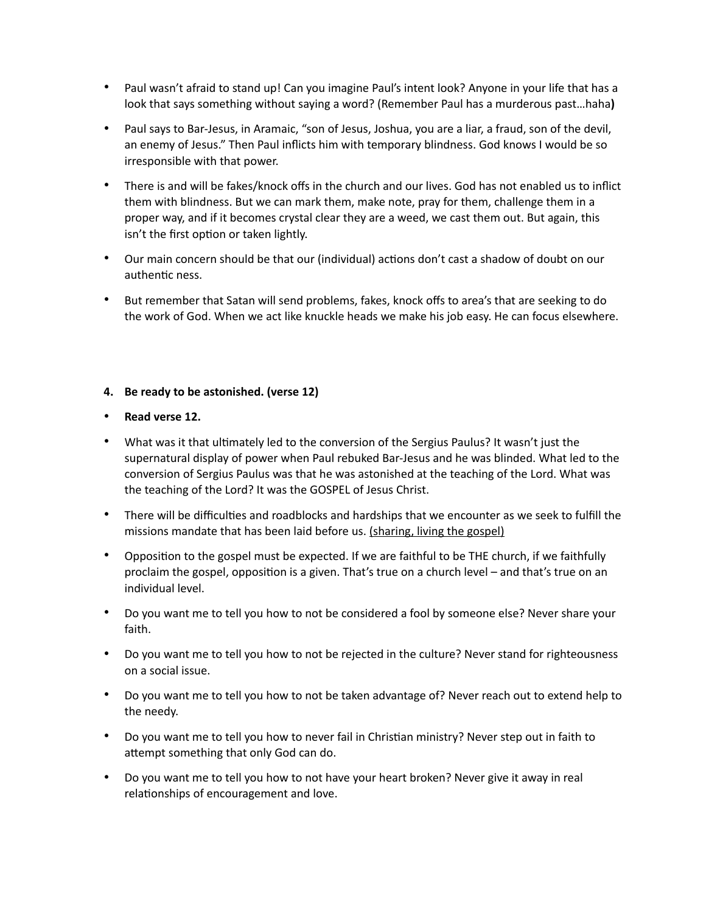- Paul wasn't afraid to stand up! Can you imagine Paul's intent look? Anyone in your life that has a look that says something without saying a word? (Remember Paul has a murderous past…haha**)**

- Paul says to Bar-Jesus, in Aramaic, "son of Jesus, Joshua, you are a liar, a fraud, son of the devil, an enemy of Jesus." Then Paul inflicts him with temporary blindness. God knows I would be so irresponsible with that power.

- There is and will be fakes/knock offs in the church and our lives. God has not enabled us to inflict them with blindness. But we can mark them, make note, pray for them, challenge them in a proper way, and if it becomes crystal clear they are a weed, we cast them out. But again, this isn't the first option or taken lightly.

- Our main concern should be that our (individual) actions don't cast a shadow of doubt on our authentic ness.

- But remember that Satan will send problems, fakes, knock offs to area's that are seeking to do the work of God. When we act like knuckle heads we make his job easy. He can focus elsewhere.

**4. Be ready to be astonished. (verse 12)**

- **Read verse 12.**

- What was it that ultimately led to the conversion of the Sergius Paulus? It wasn't just the supernatural display of power when Paul rebuked Bar-Jesus and he was blinded. What led to the conversion of Sergius Paulus was that he was astonished at the teaching of the Lord. What was the teaching of the Lord? It was the GOSPEL of Jesus Christ.

- There will be difficulties and roadblocks and hardships that we encounter as we seek to fulfill the missions mandate that has been laid before us. <u>(sharing, living the gospel)</u>

- Opposition to the gospel must be expected. If we are faithful to be THE church, if we faithfully proclaim the gospel, opposition is a given. That's true on a church level – and that's true on an individual level.

- Do you want me to tell you how to not be considered a fool by someone else? Never share your faith.

- Do you want me to tell you how to not be rejected in the culture? Never stand for righteousness on a social issue.

- Do you want me to tell you how to not be taken advantage of? Never reach out to extend help to the needy.

- Do you want me to tell you how to never fail in Christian ministry? Never step out in faith to attempt something that only God can do.

- Do you want me to tell you how to not have your heart broken? Never give it away in real relationships of encouragement and love.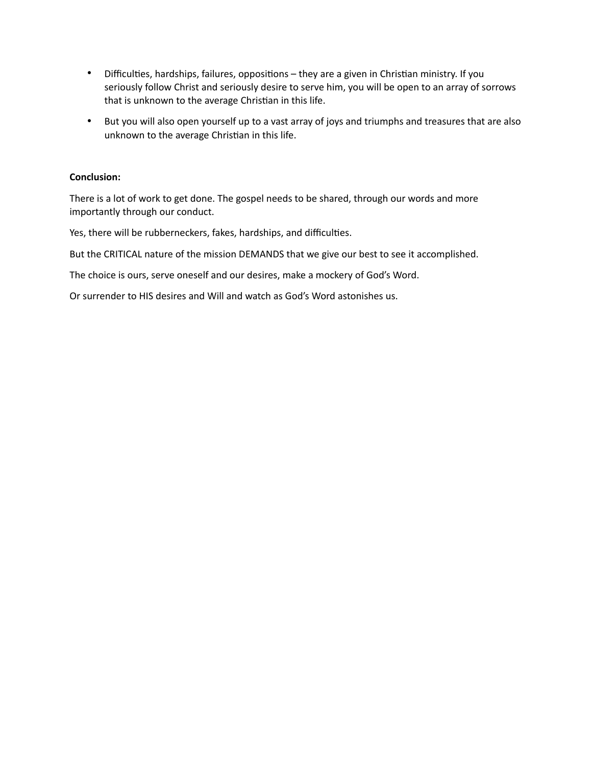- Difficulties, hardships, failures, oppositions – they are a given in Christian ministry. If you seriously follow Christ and seriously desire to serve him, you will be open to an array of sorrows that is unknown to the average Christian in this life.
- But you will also open yourself up to a vast array of joys and triumphs and treasures that are also unknown to the average Christian in this life.

**Conclusion:**

There is a lot of work to get done. The gospel needs to be shared, through our words and more importantly through our conduct.

Yes, there will be rubberneckers, fakes, hardships, and difficulties.

But the CRITICAL nature of the mission DEMANDS that we give our best to see it accomplished.

The choice is ours, serve oneself and our desires, make a mockery of God's Word.

Or surrender to HIS desires and Will and watch as God's Word astonishes us.